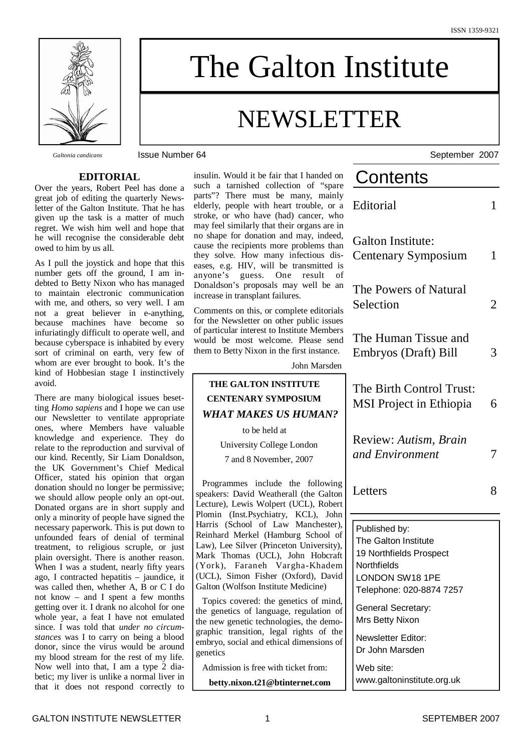ISSN 1359-9321

# The Galton Institute

# NEWSLETTER

*Galtonia candicans*

Issue Number 64 — September 2007

## EDITORIAL

Over the years, Robert Peel has done a great job of editing the quarterly Newsletter of the Galton Institute. That he has given up the task is a matter of much regret. We wish him well and hope that he will recognise the considerable debt owed to him by us all.

As I pull the joystick and hope that this number gets off the ground, I am indebted to Betty Nixon who has managed to maintain electronic communication with me, and others, so very well. I am not a great believer in e-anything, because machines have become so infuriatingly difficult to operate well, and because cyberspace is inhabited by every sort of criminal on earth, very few of whom are ever brought to book. It's the kind of Hobbesian stage I instinctively avoid.

There are many biological issues besetting *Homo sapiens* and I hope we can use our Newsletter to ventilate appropriate ones, where Members have valuable knowledge and experience. They do relate to the reproduction and survival of our kind. Recently, Sir Liam Donaldson, the UK Government's Chief Medical Officer, stated his opinion that organ donation should no longer be permissive; we should allow people only an opt-out. Donated organs are in short supply and only a minority of people have signed the necessary paperwork. This is put down to unfounded fears of denial of terminal treatment, to religious scruple, or just plain oversight. There is another reason. When I was a student, nearly fifty years ago, I contracted hepatitis – jaundice, it was called then, whether A, B or C I do not know – and I spent a few months getting over it. I drank no alcohol for one whole year, a feat I have not emulated since. I was told that *under no circumstances* was I to carry on being a blood donor, since the virus would be around my blood stream for the rest of my life. Now well into that, I am a type 2 diabetic; my liver is unlike a normal liver in that it does not respond correctly to insulin. Would it be fair that I handed on such a tarnished collection of "spare parts"? There must be many, mainly elderly, people with heart trouble, or a stroke, or who have (had) cancer, who may feel similarly that their organs are in no shape for donation and may, indeed, cause the recipients more problems than they solve. How many infectious diseases, e.g. HIV, will be transmitted is anyone's guess. One result of Donaldson's proposals may well be an increase in transplant failures.

Comments on this, or complete editorials for the Newsletter on other public issues of particular interest to Institute Members would be most welcome. Please send them to Betty Nixon in the first instance.

John Marsden

---

**THE GALTON INSTITUTE CENTENARY SYMPOSIUM**

***WHAT MAKES US HUMAN?***

to be held at

University College London

7 and 8 November, 2007

Programmes include the following speakers: David Weatherall (the Galton Lecture), Lewis Wolpert (UCL), Robert Plomin (Inst.Psychiatry, KCL), John Harris (School of Law Manchester), Reinhard Merkel (Hamburg School of Law), Lee Silver (Princeton University), Mark Thomas (UCL), John Hobcraft (York), Faraneh Vargha-Khadem (UCL), Simon Fisher (Oxford), David Galton (Wolfson Institute Medicine)

Topics covered: the genetics of mind, the genetics of language, regulation of the new genetic technologies, the demographic transition, legal rights of the embryo, social and ethical dimensions of genetics

Admission is free with ticket from:

**betty.nixon.t21@btinternet.com**

---

## Contents

| | |
|---|---|
| Editorial | 1 |
| Galton Institute: Centenary Symposium | 1 |
| The Powers of Natural Selection | 2 |
| The Human Tissue and Embryos (Draft) Bill | 3 |
| The Birth Control Trust: MSI Project in Ethiopia | 6 |
| Review: *Autism, Brain and Environment* | 7 |
| Letters | 8 |

---

Published by:
The Galton Institute
19 Northfields Prospect
Northfields
LONDON SW18 1PE
Telephone: 020-8874 7257

General Secretary:
Mrs Betty Nixon

Newsletter Editor:
Dr John Marsden

Web site:
www.galtoninstitute.org.uk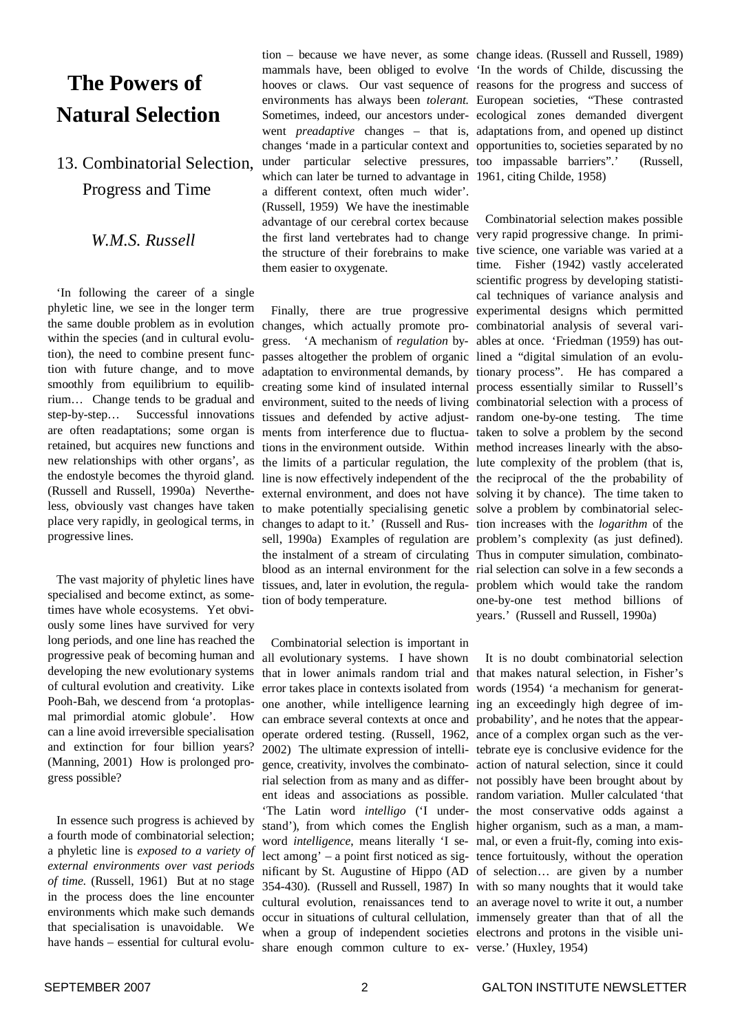# The Powers of Natural Selection

## 13. Combinatorial Selection, Progress and Time

*W.M.S. Russell*

'In following the career of a single phyletic line, we see in the longer term the same double problem as in evolution within the species (and in cultural evolution), the need to combine present function with future change, and to move smoothly from equilibrium to equilibrium… Change tends to be gradual and step-by-step… Successful innovations are often readaptations; some organ is retained, but acquires new functions and new relationships with other organs', as the endostyle becomes the thyroid gland. (Russell and Russell, 1990a) Nevertheless, obviously vast changes have taken place very rapidly, in geological terms, in progressive lines.

The vast majority of phyletic lines have specialised and become extinct, as sometimes have whole ecosystems. Yet obviously some lines have survived for very long periods, and one line has reached the progressive peak of becoming human and developing the new evolutionary systems of cultural evolution and creativity. Like Pooh-Bah, we descend from 'a protoplasmal primordial atomic globule'. How can a line avoid irreversible specialisation and extinction for four billion years? (Manning, 2001) How is prolonged progress possible?

In essence such progress is achieved by a fourth mode of combinatorial selection; a phyletic line is *exposed to a variety of external environments over vast periods of time*. (Russell, 1961) But at no stage in the process does the line encounter environments which make such demands that specialisation is unavoidable. We have hands – essential for cultural evolution – because we have never, as some mammals have, been obliged to evolve hooves or claws. Our vast sequence of environments has always been *tolerant*. Sometimes, indeed, our ancestors underwent *preadaptive* changes – that is, changes 'made in a particular context and under particular selective pressures, which can later be turned to advantage in a different context, often much wider'. (Russell, 1959) We have the inestimable advantage of our cerebral cortex because the first land vertebrates had to change the structure of their forebrains to make them easier to oxygenate.

Finally, there are true progressive changes, which actually promote progress. 'A mechanism of *regulation* bypasses altogether the problem of organic adaptation to environmental demands, by creating some kind of insulated internal environment, suited to the needs of living tissues and defended by active adjustments from interference due to fluctuations in the environment outside. Within the limits of a particular regulation, the line is now effectively independent of the external environment, and does not have to make potentially specialising genetic changes to adapt to it.' (Russell and Russell, 1990a) Examples of regulation are the instalment of a stream of circulating blood as an internal environment for the tissues, and, later in evolution, the regulation of body temperature.

Combinatorial selection is important in all evolutionary systems. I have shown that in lower animals random trial and error takes place in contexts isolated from one another, while intelligence learning can embrace several contexts at once and operate ordered testing. (Russell, 1962, 2002) The ultimate expression of intelligence, creativity, involves the combinatorial selection from as many and as different ideas and associations as possible. 'The Latin word *intelligo* ('I understand'), from which comes the English word *intelligence*, means literally 'I select among' – a point first noticed as significant by St. Augustine of Hippo (AD 354-430). (Russell and Russell, 1987) In cultural evolution, renaissances tend to occur in situations of cultural cellulation, when a group of independent societies share enough common culture to exchange ideas. (Russell and Russell, 1989) 'In the words of Childe, discussing the reasons for the progress and success of European societies, "These contrasted ecological zones demanded divergent adaptations from, and opened up distinct opportunities to, societies separated by no too impassable barriers".' (Russell, 1961, citing Childe, 1958)

Combinatorial selection makes possible very rapid progressive change. In primitive science, one variable was varied at a time. Fisher (1942) vastly accelerated scientific progress by developing statistical techniques of variance analysis and experimental designs which permitted combinatorial analysis of several variables at once. 'Friedman (1959) has outlined a "digital simulation of an evolutionary process". He has compared a process essentially similar to Russell's combinatorial selection with a process of random one-by-one testing. The time taken to solve a problem by the second method increases linearly with the absolute complexity of the problem (that is, the reciprocal of the the probability of solving it by chance). The time taken to solve a problem by combinatorial selection increases with the *logarithm* of the problem's complexity (as just defined). Thus in computer simulation, combinatorial selection can solve in a few seconds a problem which would take the random one-by-one test method billions of years.' (Russell and Russell, 1990a)

It is no doubt combinatorial selection that makes natural selection, in Fisher's words (1954) 'a mechanism for generating an exceedingly high degree of improbability', and he notes that the appearance of a complex organ such as the vertebrate eye is conclusive evidence for the action of natural selection, since it could not possibly have been brought about by random variation. Muller calculated 'that the most conservative odds against a higher organism, such as a man, a mammal, or even a fruit-fly, coming into existence fortuitously, without the operation of selection… are given by a number with so many noughts that it would take an average novel to write it out, a number immensely greater than that of all the electrons and protons in the visible universe.' (Huxley, 1954)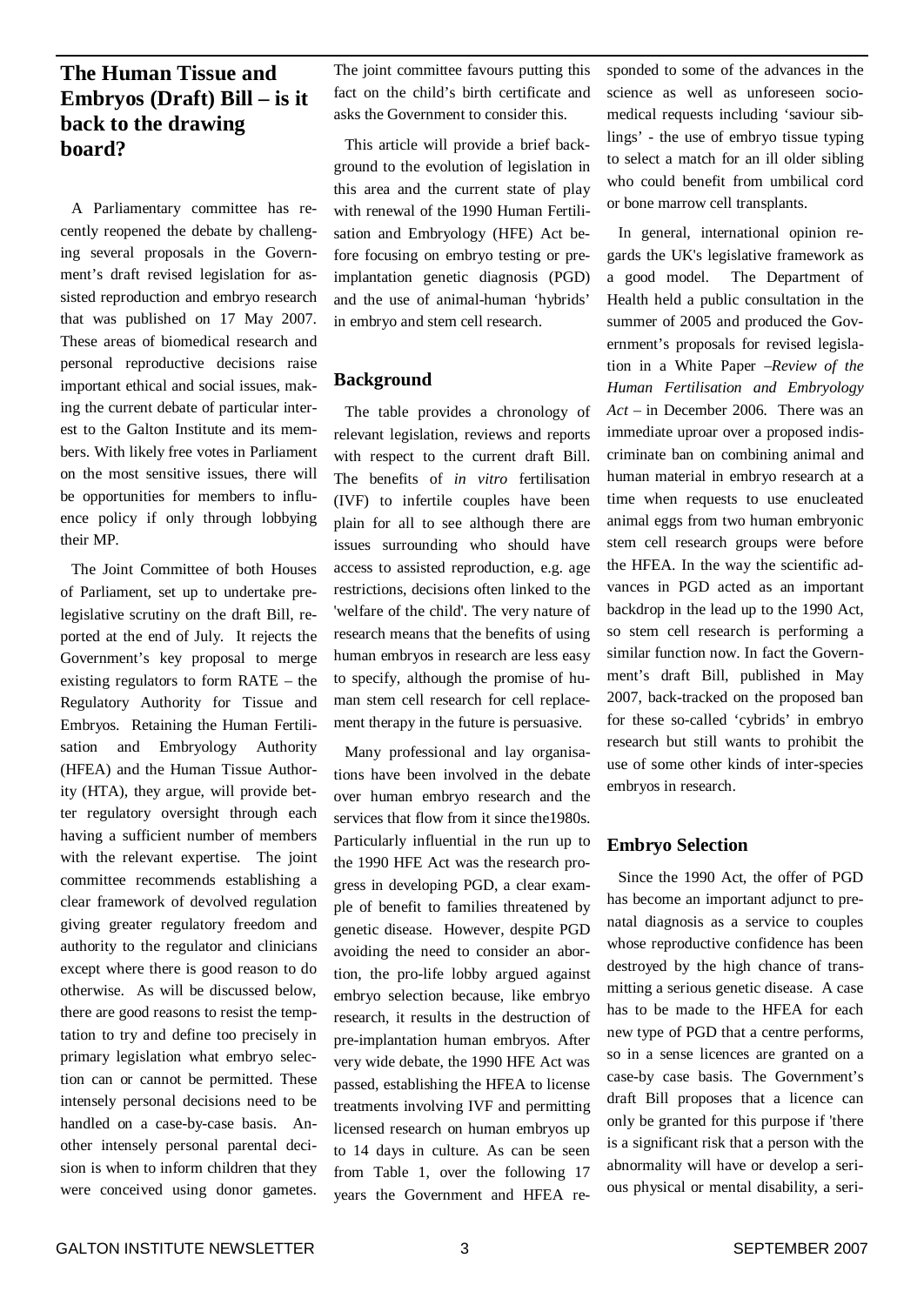## The Human Tissue and Embryos (Draft) Bill – is it back to the drawing board?

A Parliamentary committee has recently reopened the debate by challenging several proposals in the Government's draft revised legislation for assisted reproduction and embryo research that was published on 17 May 2007. These areas of biomedical research and personal reproductive decisions raise important ethical and social issues, making the current debate of particular interest to the Galton Institute and its members. With likely free votes in Parliament on the most sensitive issues, there will be opportunities for members to influence policy if only through lobbying their MP.

The Joint Committee of both Houses of Parliament, set up to undertake pre-legislative scrutiny on the draft Bill, reported at the end of July. It rejects the Government's key proposal to merge existing regulators to form RATE – the Regulatory Authority for Tissue and Embryos. Retaining the Human Fertilisation and Embryology Authority (HFEA) and the Human Tissue Authority (HTA), they argue, will provide better regulatory oversight through each having a sufficient number of members with the relevant expertise. The joint committee recommends establishing a clear framework of devolved regulation giving greater regulatory freedom and authority to the regulator and clinicians except where there is good reason to do otherwise. As will be discussed below, there are good reasons to resist the temptation to try and define too precisely in primary legislation what embryo selection can or cannot be permitted. These intensely personal decisions need to be handled on a case-by-case basis. Another intensely personal parental decision is when to inform children that they were conceived using donor gametes. The joint committee favours putting this fact on the child's birth certificate and asks the Government to consider this.

This article will provide a brief background to the evolution of legislation in this area and the current state of play with renewal of the 1990 Human Fertilisation and Embryology (HFE) Act before focusing on embryo testing or pre-implantation genetic diagnosis (PGD) and the use of animal-human 'hybrids' in embryo and stem cell research.

### Background

The table provides a chronology of relevant legislation, reviews and reports with respect to the current draft Bill. The benefits of *in vitro* fertilisation (IVF) to infertile couples have been plain for all to see although there are issues surrounding who should have access to assisted reproduction, e.g. age restrictions, decisions often linked to the 'welfare of the child'. The very nature of research means that the benefits of using human embryos in research are less easy to specify, although the promise of human stem cell research for cell replacement therapy in the future is persuasive.

Many professional and lay organisations have been involved in the debate over human embryo research and the services that flow from it since the1980s. Particularly influential in the run up to the 1990 HFE Act was the research progress in developing PGD, a clear example of benefit to families threatened by genetic disease. However, despite PGD avoiding the need to consider an abortion, the pro-life lobby argued against embryo selection because, like embryo research, it results in the destruction of pre-implantation human embryos. After very wide debate, the 1990 HFE Act was passed, establishing the HFEA to license treatments involving IVF and permitting licensed research on human embryos up to 14 days in culture. As can be seen from Table 1, over the following 17 years the Government and HFEA responded to some of the advances in the science as well as unforeseen socio-medical requests including 'saviour siblings' - the use of embryo tissue typing to select a match for an ill older sibling who could benefit from umbilical cord or bone marrow cell transplants.

In general, international opinion regards the UK's legislative framework as a good model. The Department of Health held a public consultation in the summer of 2005 and produced the Government's proposals for revised legislation in a White Paper –*Review of the Human Fertilisation and Embryology Act* – in December 2006. There was an immediate uproar over a proposed indiscriminate ban on combining animal and human material in embryo research at a time when requests to use enucleated animal eggs from two human embryonic stem cell research groups were before the HFEA. In the way the scientific advances in PGD acted as an important backdrop in the lead up to the 1990 Act, so stem cell research is performing a similar function now. In fact the Government's draft Bill, published in May 2007, back-tracked on the proposed ban for these so-called 'cybrids' in embryo research but still wants to prohibit the use of some other kinds of inter-species embryos in research.

### Embryo Selection

Since the 1990 Act, the offer of PGD has become an important adjunct to prenatal diagnosis as a service to couples whose reproductive confidence has been destroyed by the high chance of transmitting a serious genetic disease. A case has to be made to the HFEA for each new type of PGD that a centre performs, so in a sense licences are granted on a case-by case basis. The Government's draft Bill proposes that a licence can only be granted for this purpose if 'there is a significant risk that a person with the abnormality will have or develop a serious physical or mental disability, a seri-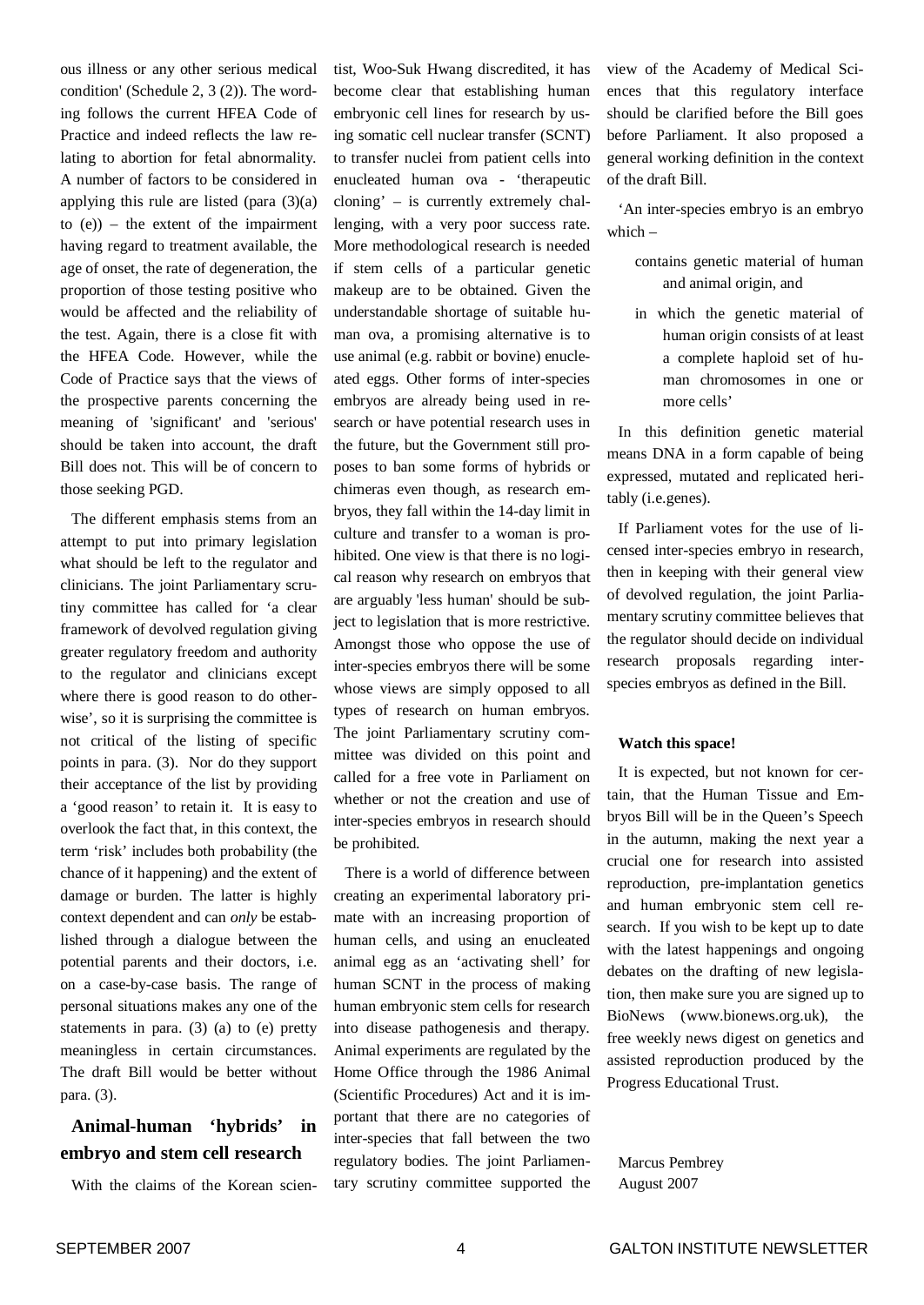ous illness or any other serious medical condition' (Schedule 2, 3 (2)). The wording follows the current HFEA Code of Practice and indeed reflects the law relating to abortion for fetal abnormality. A number of factors to be considered in applying this rule are listed (para (3)(a) to (e)) – the extent of the impairment having regard to treatment available, the age of onset, the rate of degeneration, the proportion of those testing positive who would be affected and the reliability of the test. Again, there is a close fit with the HFEA Code. However, while the Code of Practice says that the views of the prospective parents concerning the meaning of 'significant' and 'serious' should be taken into account, the draft Bill does not. This will be of concern to those seeking PGD.

The different emphasis stems from an attempt to put into primary legislation what should be left to the regulator and clinicians. The joint Parliamentary scrutiny committee has called for 'a clear framework of devolved regulation giving greater regulatory freedom and authority to the regulator and clinicians except where there is good reason to do otherwise', so it is surprising the committee is not critical of the listing of specific points in para. (3). Nor do they support their acceptance of the list by providing a 'good reason' to retain it. It is easy to overlook the fact that, in this context, the term 'risk' includes both probability (the chance of it happening) and the extent of damage or burden. The latter is highly context dependent and can *only* be established through a dialogue between the potential parents and their doctors, i.e. on a case-by-case basis. The range of personal situations makes any one of the statements in para. (3) (a) to (e) pretty meaningless in certain circumstances. The draft Bill would be better without para. (3).

## Animal-human 'hybrids' in embryo and stem cell research

With the claims of the Korean scientist, Woo-Suk Hwang discredited, it has become clear that establishing human embryonic cell lines for research by using somatic cell nuclear transfer (SCNT) to transfer nuclei from patient cells into enucleated human ova - 'therapeutic cloning' – is currently extremely challenging, with a very poor success rate. More methodological research is needed if stem cells of a particular genetic makeup are to be obtained. Given the understandable shortage of suitable human ova, a promising alternative is to use animal (e.g. rabbit or bovine) enucleated eggs. Other forms of inter-species embryos are already being used in research or have potential research uses in the future, but the Government still proposes to ban some forms of hybrids or chimeras even though, as research embryos, they fall within the 14-day limit in culture and transfer to a woman is prohibited. One view is that there is no logical reason why research on embryos that are arguably 'less human' should be subject to legislation that is more restrictive. Amongst those who oppose the use of inter-species embryos there will be some whose views are simply opposed to all types of research on human embryos. The joint Parliamentary scrutiny committee was divided on this point and called for a free vote in Parliament on whether or not the creation and use of inter-species embryos in research should be prohibited.

There is a world of difference between creating an experimental laboratory primate with an increasing proportion of human cells, and using an enucleated animal egg as an 'activating shell' for human SCNT in the process of making human embryonic stem cells for research into disease pathogenesis and therapy. Animal experiments are regulated by the Home Office through the 1986 Animal (Scientific Procedures) Act and it is important that there are no categories of inter-species that fall between the two regulatory bodies. The joint Parliamentary scrutiny committee supported the view of the Academy of Medical Sciences that this regulatory interface should be clarified before the Bill goes before Parliament. It also proposed a general working definition in the context of the draft Bill.

'An inter-species embryo is an embryo which –

> contains genetic material of human and animal origin, and
>
> in which the genetic material of human origin consists of at least a complete haploid set of human chromosomes in one or more cells'

In this definition genetic material means DNA in a form capable of being expressed, mutated and replicated heritably (i.e.genes).

If Parliament votes for the use of licensed inter-species embryo in research, then in keeping with their general view of devolved regulation, the joint Parliamentary scrutiny committee believes that the regulator should decide on individual research proposals regarding inter-species embryos as defined in the Bill.

**Watch this space!**

It is expected, but not known for certain, that the Human Tissue and Embryos Bill will be in the Queen's Speech in the autumn, making the next year a crucial one for research into assisted reproduction, pre-implantation genetics and human embryonic stem cell research. If you wish to be kept up to date with the latest happenings and ongoing debates on the drafting of new legislation, then make sure you are signed up to BioNews (www.bionews.org.uk), the free weekly news digest on genetics and assisted reproduction produced by the Progress Educational Trust.

Marcus Pembrey
August 2007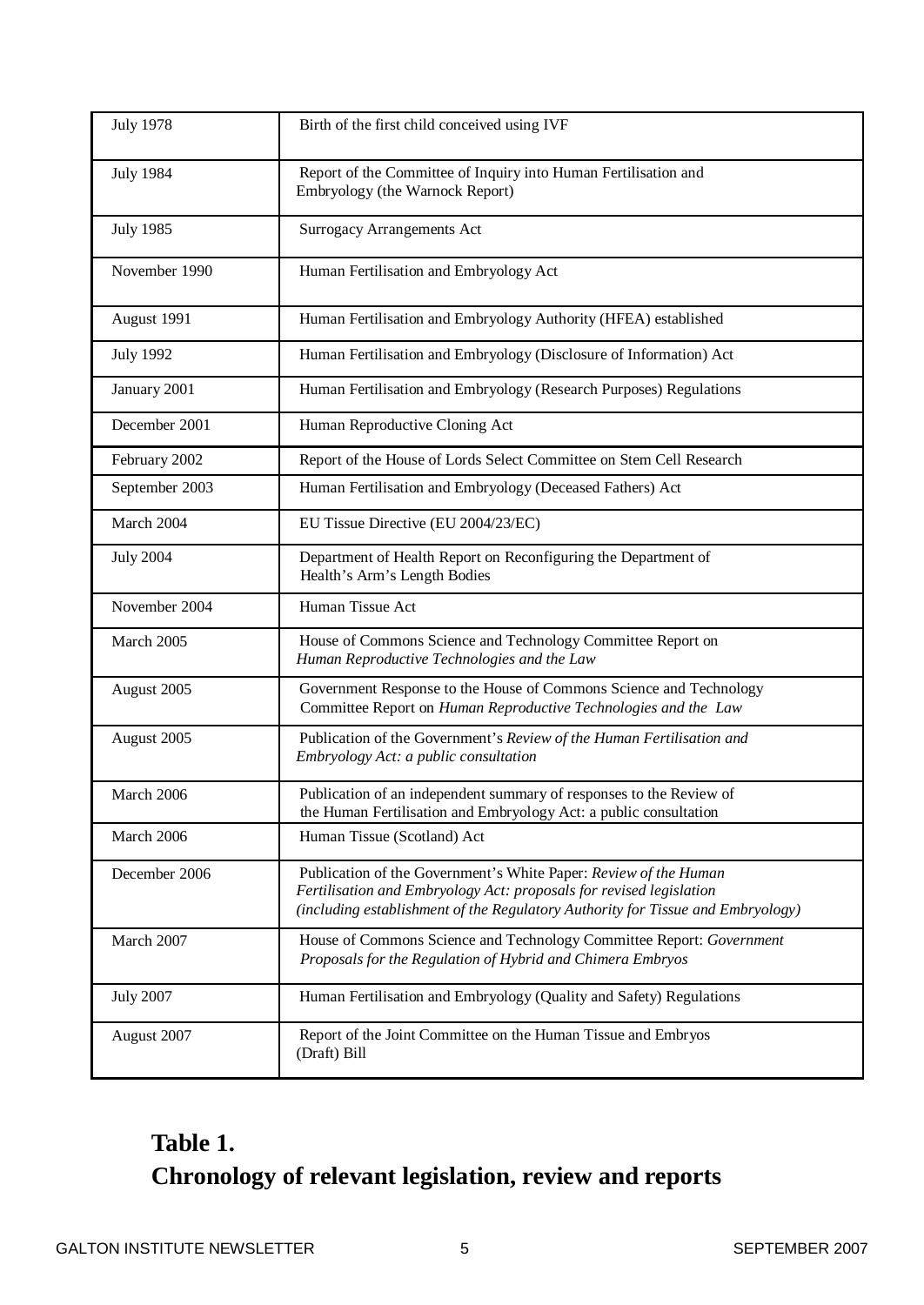| | |
|---|---|
| July 1978 | Birth of the first child conceived using IVF |
| July 1984 | Report of the Committee of Inquiry into Human Fertilisation and Embryology (the Warnock Report) |
| July 1985 | Surrogacy Arrangements Act |
| November 1990 | Human Fertilisation and Embryology Act |
| August 1991 | Human Fertilisation and Embryology Authority (HFEA) established |
| July 1992 | Human Fertilisation and Embryology (Disclosure of Information) Act |
| January 2001 | Human Fertilisation and Embryology (Research Purposes) Regulations |
| December 2001 | Human Reproductive Cloning Act |
| February 2002 | Report of the House of Lords Select Committee on Stem Cell Research |
| September 2003 | Human Fertilisation and Embryology (Deceased Fathers) Act |
| March 2004 | EU Tissue Directive (EU 2004/23/EC) |
| July 2004 | Department of Health Report on Reconfiguring the Department of Health's Arm's Length Bodies |
| November 2004 | Human Tissue Act |
| March 2005 | House of Commons Science and Technology Committee Report on *Human Reproductive Technologies and the Law* |
| August 2005 | Government Response to the House of Commons Science and Technology Committee Report on *Human Reproductive Technologies and the Law* |
| August 2005 | Publication of the Government's *Review of the Human Fertilisation and Embryology Act: a public consultation* |
| March 2006 | Publication of an independent summary of responses to the Review of the Human Fertilisation and Embryology Act: a public consultation |
| March 2006 | Human Tissue (Scotland) Act |
| December 2006 | Publication of the Government's White Paper: *Review of the Human Fertilisation and Embryology Act: proposals for revised legislation (including establishment of the Regulatory Authority for Tissue and Embryology)* |
| March 2007 | House of Commons Science and Technology Committee Report: *Government Proposals for the Regulation of Hybrid and Chimera Embryos* |
| July 2007 | Human Fertilisation and Embryology (Quality and Safety) Regulations |
| August 2007 | Report of the Joint Committee on the Human Tissue and Embryos (Draft) Bill |

**Table 1.**
**Chronology of relevant legislation, review and reports**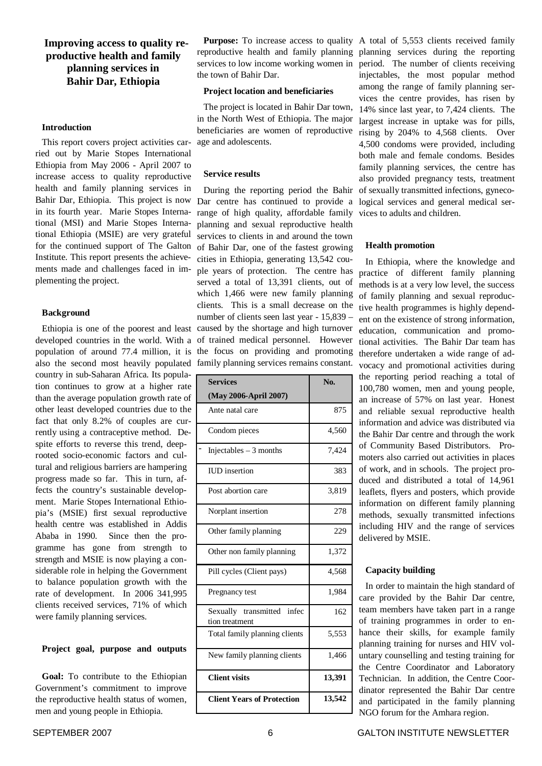## Improving access to quality reproductive health and family planning services in Bahir Dar, Ethiopia

### Introduction

This report covers project activities carried out by Marie Stopes International Ethiopia from May 2006 - April 2007 to increase access to quality reproductive health and family planning services in Bahir Dar, Ethiopia. This project is now in its fourth year. Marie Stopes International (MSI) and Marie Stopes International Ethiopia (MSIE) are very grateful for the continued support of The Galton Institute. This report presents the achievements made and challenges faced in implementing the project.

### Background

Ethiopia is one of the poorest and least developed countries in the world. With a population of around 77.4 million, it is also the second most heavily populated country in sub-Saharan Africa. Its population continues to grow at a higher rate than the average population growth rate of other least developed countries due to the fact that only 8.2% of couples are currently using a contraceptive method. Despite efforts to reverse this trend, deep-rooted socio-economic factors and cultural and religious barriers are hampering progress made so far. This in turn, affects the country's sustainable development. Marie Stopes International Ethiopia's (MSIE) first sexual reproductive health centre was established in Addis Ababa in 1990. Since then the programme has gone from strength to strength and MSIE is now playing a considerable role in helping the Government to balance population growth with the rate of development. In 2006 341,995 clients received services, 71% of which were family planning services.

### Project goal, purpose and outputs

**Goal:** To contribute to the Ethiopian Government's commitment to improve the reproductive health status of women, men and young people in Ethiopia.

**Purpose:** To increase access to quality reproductive health and family planning services to low income working women in the town of Bahir Dar.

### Project location and beneficiaries

The project is located in Bahir Dar town, in the North West of Ethiopia. The major beneficiaries are women of reproductive age and adolescents.

### Service results

During the reporting period the Bahir Dar centre has continued to provide a range of high quality, affordable family planning and sexual reproductive health services to clients in and around the town of Bahir Dar, one of the fastest growing cities in Ethiopia, generating 13,542 couple years of protection. The centre has served a total of 13,391 clients, out of which 1,466 were new family planning clients. This is a small decrease on the number of clients seen last year - 15,839 – caused by the shortage and high turnover of trained medical personnel. However the focus on providing and promoting family planning services remains constant.

| **Services (May 2006-April 2007)** | **No.** |
|---|---|
| Ante natal care | 875 |
| Condom pieces | 4,560 |
| Injectables – 3 months | 7,424 |
| IUD insertion | 383 |
| Post abortion care | 3,819 |
| Norplant insertion | 278 |
| Other family planning | 229 |
| Other non family planning | 1,372 |
| Pill cycles (Client pays) | 4,568 |
| Pregnancy test | 1,984 |
| Sexually transmitted infection treatment | 162 |
| Total family planning clients | 5,553 |
| New family planning clients | 1,466 |
| **Client visits** | **13,391** |
| **Client Years of Protection** | **13,542** |

A total of 5,553 clients received family planning services during the reporting period. The number of clients receiving injectables, the most popular method among the range of family planning services the centre provides, has risen by 14% since last year, to 7,424 clients. The largest increase in uptake was for pills, rising by 204% to 4,568 clients. Over 4,500 condoms were provided, including both male and female condoms. Besides family planning services, the centre has also provided pregnancy tests, treatment of sexually transmitted infections, gynecological services and general medical services to adults and children.

### Health promotion

In Ethiopia, where the knowledge and practice of different family planning methods is at a very low level, the success of family planning and sexual reproductive health programmes is highly dependent on the existence of strong information, education, communication and promotional activities. The Bahir Dar team has therefore undertaken a wide range of advocacy and promotional activities during the reporting period reaching a total of 100,780 women, men and young people, an increase of 57% on last year. Honest and reliable sexual reproductive health information and advice was distributed via the Bahir Dar centre and through the work of Community Based Distributors. Promoters also carried out activities in places of work, and in schools. The project produced and distributed a total of 14,961 leaflets, flyers and posters, which provide information on different family planning methods, sexually transmitted infections including HIV and the range of services delivered by MSIE.

### Capacity building

In order to maintain the high standard of care provided by the Bahir Dar centre, team members have taken part in a range of training programmes in order to enhance their skills, for example family planning training for nurses and HIV voluntary counselling and testing training for the Centre Coordinator and Laboratory Technician. In addition, the Centre Coordinator represented the Bahir Dar centre and participated in the family planning NGO forum for the Amhara region.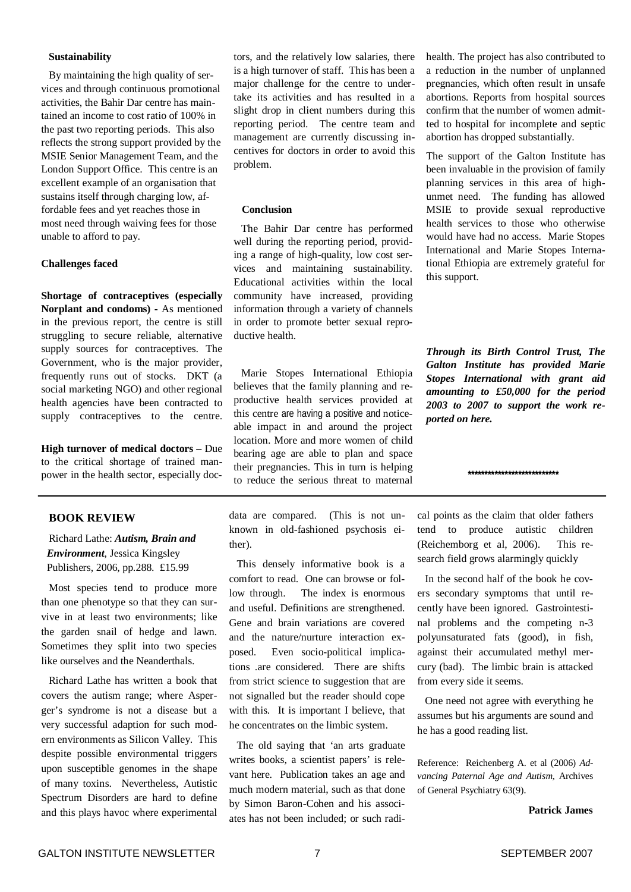**Sustainability**

By maintaining the high quality of services and through continuous promotional activities, the Bahir Dar centre has maintained an income to cost ratio of 100% in the past two reporting periods. This also reflects the strong support provided by the MSIE Senior Management Team, and the London Support Office. This centre is an excellent example of an organisation that sustains itself through charging low, affordable fees and yet reaches those in most need through waiving fees for those unable to afford to pay.

**Challenges faced**

**Shortage of contraceptives (especially Norplant and condoms)** - As mentioned in the previous report, the centre is still struggling to secure reliable, alternative supply sources for contraceptives. The Government, who is the major provider, frequently runs out of stocks. DKT (a social marketing NGO) and other regional health agencies have been contracted to supply contraceptives to the centre.

**High turnover of medical doctors –** Due to the critical shortage of trained manpower in the health sector, especially doctors, and the relatively low salaries, there is a high turnover of staff. This has been a major challenge for the centre to undertake its activities and has resulted in a slight drop in client numbers during this reporting period. The centre team and management are currently discussing incentives for doctors in order to avoid this problem.

**Conclusion**

The Bahir Dar centre has performed well during the reporting period, providing a range of high-quality, low cost services and maintaining sustainability. Educational activities within the local community have increased, providing information through a variety of channels in order to promote better sexual reproductive health.

Marie Stopes International Ethiopia believes that the family planning and reproductive health services provided at this centre are having a positive and noticeable impact in and around the project location. More and more women of child bearing age are able to plan and space their pregnancies. This in turn is helping to reduce the serious threat to maternal health. The project has also contributed to a reduction in the number of unplanned pregnancies, which often result in unsafe abortions. Reports from hospital sources confirm that the number of women admitted to hospital for incomplete and septic abortion has dropped substantially.

The support of the Galton Institute has been invaluable in the provision of family planning services in this area of high-unmet need. The funding has allowed MSIE to provide sexual reproductive health services to those who otherwise would have had no access. Marie Stopes International and Marie Stopes International Ethiopia are extremely grateful for this support.

***Through its Birth Control Trust, The Galton Institute has provided Marie Stopes International with grant aid amounting to £50,000 for the period 2003 to 2007 to support the work reported on here.***

**************************

## BOOK REVIEW

Richard Lathe: ***Autism, Brain and Environment***, Jessica Kingsley Publishers, 2006, pp.288. £15.99

Most species tend to produce more than one phenotype so that they can survive in at least two environments; like the garden snail of hedge and lawn. Sometimes they split into two species like ourselves and the Neanderthals.

Richard Lathe has written a book that covers the autism range; where Asperger's syndrome is not a disease but a very successful adaption for such modern environments as Silicon Valley. This despite possible environmental triggers upon susceptible genomes in the shape of many toxins. Nevertheless, Autistic Spectrum Disorders are hard to define and this plays havoc where experimental data are compared. (This is not unknown in old-fashioned psychosis either).

This densely informative book is a comfort to read. One can browse or follow through. The index is enormous and useful. Definitions are strengthened. Gene and brain variations are covered and the nature/nurture interaction exposed. Even socio-political implications .are considered. There are shifts from strict science to suggestion that are not signalled but the reader should cope with this. It is important I believe, that he concentrates on the limbic system.

The old saying that 'an arts graduate writes books, a scientist papers' is relevant here. Publication takes an age and much modern material, such as that done by Simon Baron-Cohen and his associates has not been included; or such radical points as the claim that older fathers tend to produce autistic children (Reichemborg et al, 2006). This research field grows alarmingly quickly

In the second half of the book he covers secondary symptoms that until recently have been ignored. Gastrointestinal problems and the competing n-3 polyunsaturated fats (good), in fish, against their accumulated methyl mercury (bad). The limbic brain is attacked from every side it seems.

One need not agree with everything he assumes but his arguments are sound and he has a good reading list.

Reference: Reichenberg A. et al (2006) *Advancing Paternal Age and Autism*, Archives of General Psychiatry 63(9).

**Patrick James**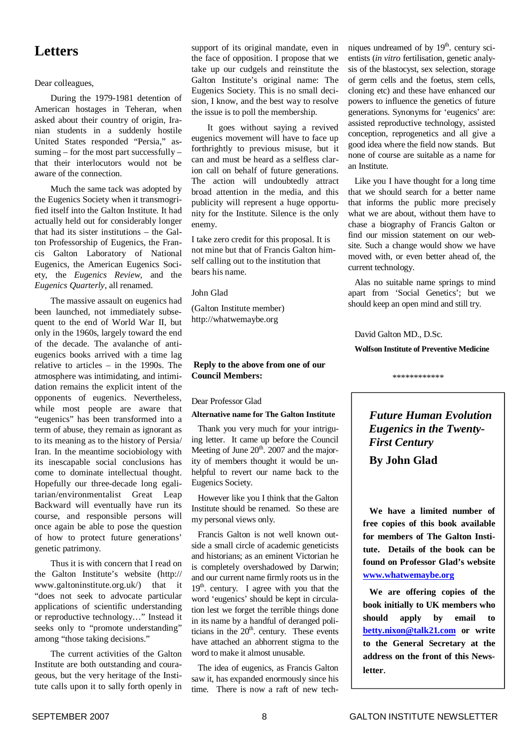# Letters

Dear colleagues,

During the 1979-1981 detention of American hostages in Teheran, when asked about their country of origin, Iranian students in a suddenly hostile United States responded "Persia," assuming – for the most part successfully – that their interlocutors would not be aware of the connection.

Much the same tack was adopted by the Eugenics Society when it transmogrified itself into the Galton Institute. It had actually held out for considerably longer that had its sister institutions – the Galton Professorship of Eugenics, the Francis Galton Laboratory of National Eugenics, the American Eugenics Society, the *Eugenics Review*, and the *Eugenics Quarterly*, all renamed.

The massive assault on eugenics had been launched, not immediately subsequent to the end of World War II, but only in the 1960s, largely toward the end of the decade. The avalanche of anti-eugenics books arrived with a time lag relative to articles – in the 1990s. The atmosphere was intimidating, and intimidation remains the explicit intent of the opponents of eugenics. Nevertheless, while most people are aware that "eugenics" has been transformed into a term of abuse, they remain as ignorant as to its meaning as to the history of Persia/ Iran. In the meantime sociobiology with its inescapable social conclusions has come to dominate intellectual thought. Hopefully our three-decade long egalitarian/environmentalist Great Leap Backward will eventually have run its course, and responsible persons will once again be able to pose the question of how to protect future generations' genetic patrimony.

Thus it is with concern that I read on the Galton Institute's website (http://www.galtoninstitute.org.uk/) that it "does not seek to advocate particular applications of scientific understanding or reproductive technology…" Instead it seeks only to "promote understanding" among "those taking decisions."

The current activities of the Galton Institute are both outstanding and courageous, but the very heritage of the Institute calls upon it to sally forth openly in support of its original mandate, even in the face of opposition. I propose that we take up our cudgels and reinstitute the Galton Institute's original name: The Eugenics Society. This is no small decision, I know, and the best way to resolve the issue is to poll the membership.

It goes without saying a revived eugenics movement will have to face up forthrightly to previous misuse, but it can and must be heard as a selfless clarion call on behalf of future generations. The action will undoubtedly attract broad attention in the media, and this publicity will represent a huge opportunity for the Institute. Silence is the only enemy.

I take zero credit for this proposal. It is not mine but that of Francis Galton himself calling out to the institution that bears his name.

John Glad

(Galton Institute member)
http://whatwemaybe.org

**Reply to the above from one of our Council Members:**

Dear Professor Glad

**Alternative name for The Galton Institute**

Thank you very much for your intriguing letter. It came up before the Council Meeting of June 20th. 2007 and the majority of members thought it would be unhelpful to revert our name back to the Eugenics Society.

However like you I think that the Galton Institute should be renamed. So these are my personal views only.

Francis Galton is not well known outside a small circle of academic geneticists and historians; as an eminent Victorian he is completely overshadowed by Darwin; and our current name firmly roots us in the 19th. century. I agree with you that the word 'eugenics' should be kept in circulation lest we forget the terrible things done in its name by a handful of deranged politicians in the 20th. century. These events have attached an abhorrent stigma to the word to make it almost unusable.

The idea of eugenics, as Francis Galton saw it, has expanded enormously since his time. There is now a raft of new techniques undreamed of by 19th. century scientists (*in vitro* fertilisation, genetic analysis of the blastocyst, sex selection, storage of germ cells and the foetus, stem cells, cloning etc) and these have enhanced our powers to influence the genetics of future generations. Synonyms for 'eugenics' are: assisted reproductive technology, assisted conception, reprogenetics and all give a good idea where the field now stands. But none of course are suitable as a name for an Institute.

Like you I have thought for a long time that we should search for a better name that informs the public more precisely what we are about, without them have to chase a biography of Francis Galton or find our mission statement on our website. Such a change would show we have moved with, or even better ahead of, the current technology.

Alas no suitable name springs to mind apart from 'Social Genetics'; but we should keep an open mind and still try.

David Galton MD., D.Sc.

**Wolfson Institute of Preventive Medicine**

************

***Future Human Evolution Eugenics in the Twenty-First Century***

**By John Glad**

**We have a limited number of free copies of this book available for members of The Galton Institute. Details of the book can be found on Professor Glad's website www.whatwemaybe.org**

**We are offering copies of the book initially to UK members who should apply by email to betty.nixon@talk21.com or write to the General Secretary at the address on the front of this Newsletter.**